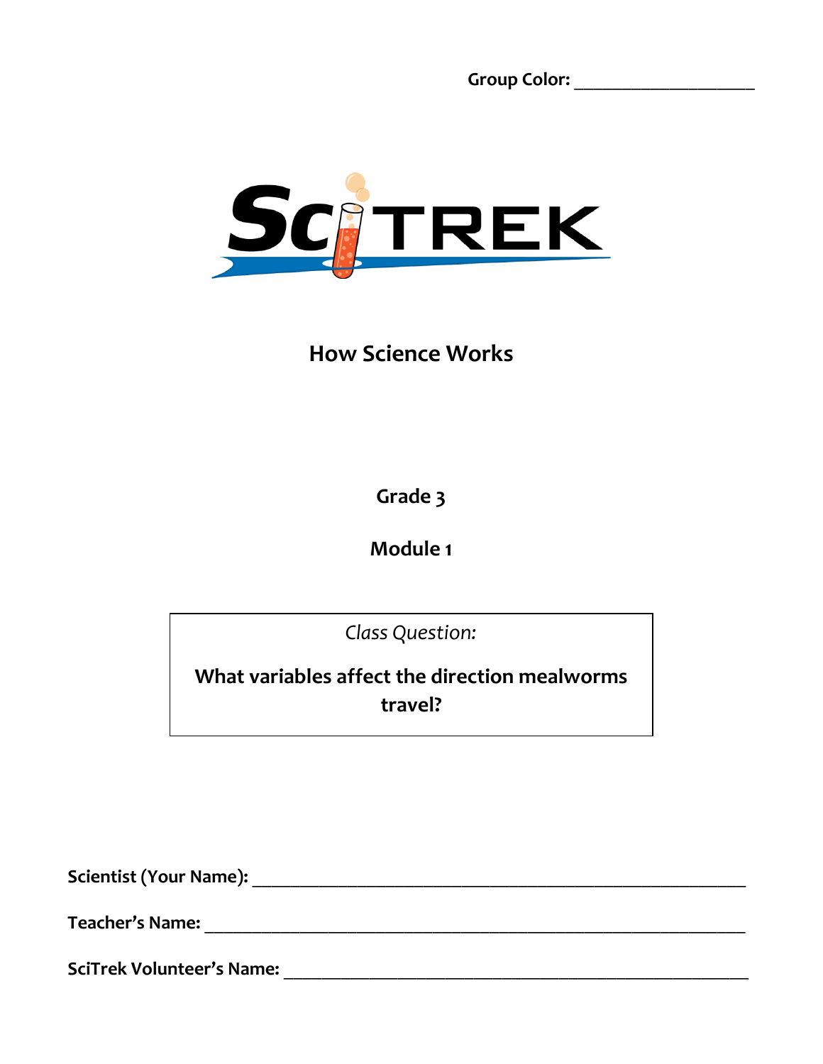**Group Color:** ____________________

# SciTREK

## How Science Works

**Grade 3**

**Module 1**

*Class Question:*

**What variables affect the direction mealworms travel?**

**Scientist (Your Name):** ________________________________________________

**Teacher's Name:** ________________________________________________

**SciTrek Volunteer's Name:** ________________________________________________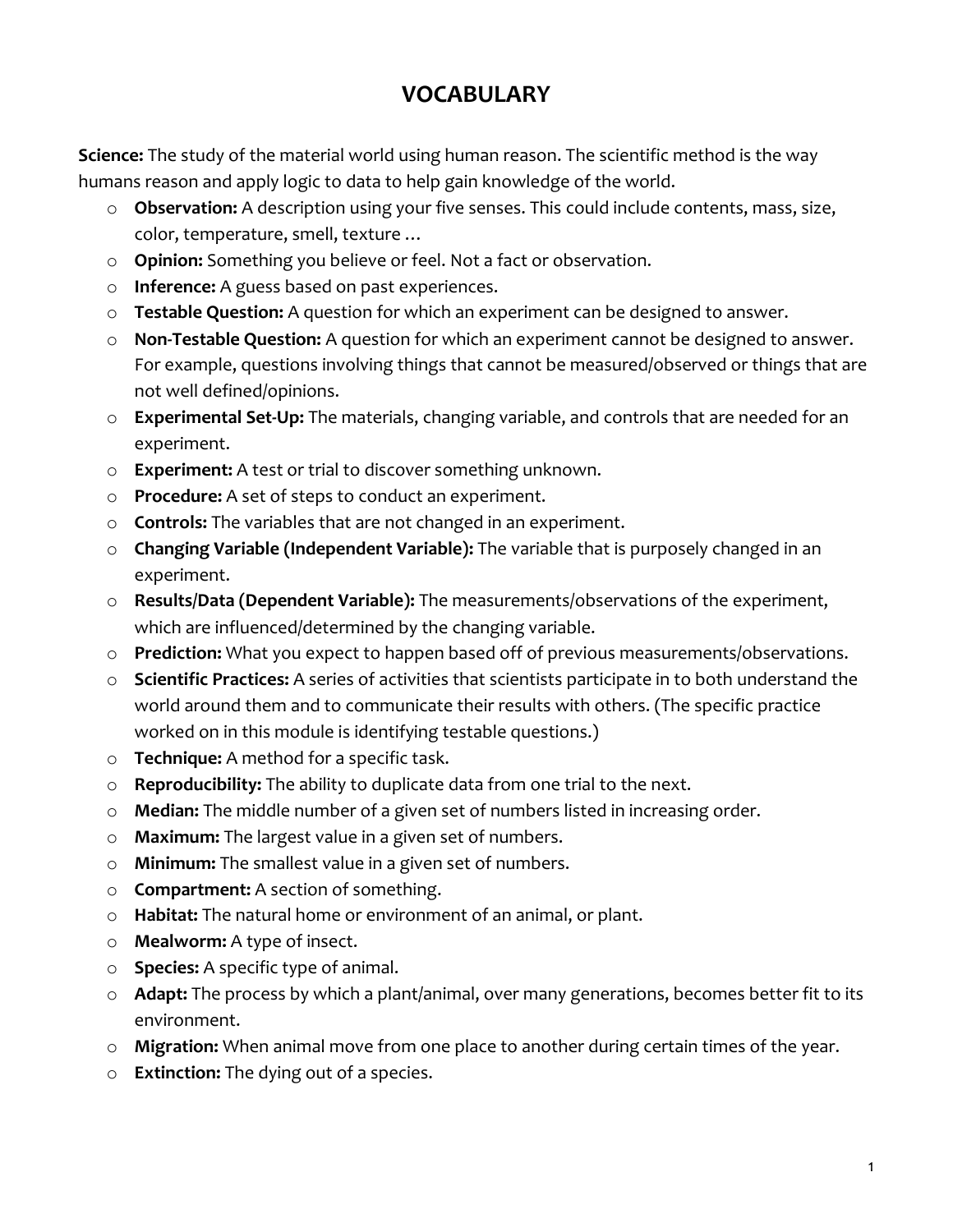# VOCABULARY

**Science:** The study of the material world using human reason. The scientific method is the way humans reason and apply logic to data to help gain knowledge of the world.

- **Observation:** A description using your five senses. This could include contents, mass, size, color, temperature, smell, texture …
- **Opinion:** Something you believe or feel. Not a fact or observation.
- **Inference:** A guess based on past experiences.
- **Testable Question:** A question for which an experiment can be designed to answer.
- **Non-Testable Question:** A question for which an experiment cannot be designed to answer. For example, questions involving things that cannot be measured/observed or things that are not well defined/opinions.
- **Experimental Set-Up:** The materials, changing variable, and controls that are needed for an experiment.
- **Experiment:** A test or trial to discover something unknown.
- **Procedure:** A set of steps to conduct an experiment.
- **Controls:** The variables that are not changed in an experiment.
- **Changing Variable (Independent Variable):** The variable that is purposely changed in an experiment.
- **Results/Data (Dependent Variable):** The measurements/observations of the experiment, which are influenced/determined by the changing variable.
- **Prediction:** What you expect to happen based off of previous measurements/observations.
- **Scientific Practices:** A series of activities that scientists participate in to both understand the world around them and to communicate their results with others. (The specific practice worked on in this module is identifying testable questions.)
- **Technique:** A method for a specific task.
- **Reproducibility:** The ability to duplicate data from one trial to the next.
- **Median:** The middle number of a given set of numbers listed in increasing order.
- **Maximum:** The largest value in a given set of numbers.
- **Minimum:** The smallest value in a given set of numbers.
- **Compartment:** A section of something.
- **Habitat:** The natural home or environment of an animal, or plant.
- **Mealworm:** A type of insect.
- **Species:** A specific type of animal.
- **Adapt:** The process by which a plant/animal, over many generations, becomes better fit to its environment.
- **Migration:** When animal move from one place to another during certain times of the year.
- **Extinction:** The dying out of a species.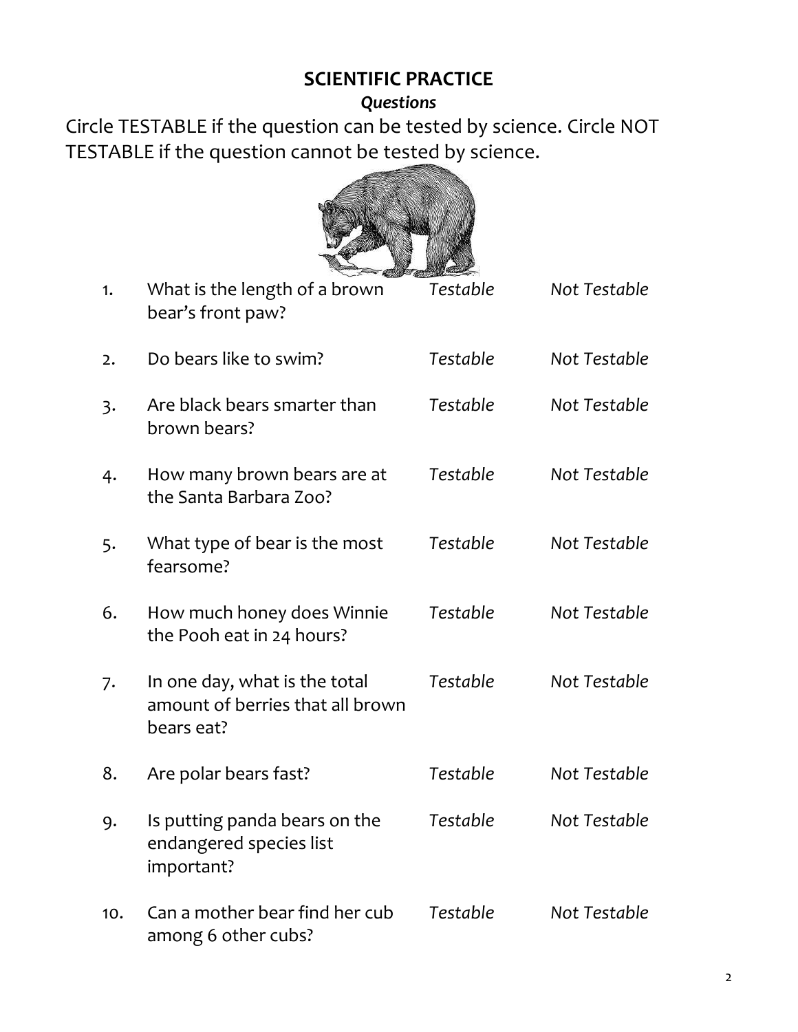## SCIENTIFIC PRACTICE

***Questions***

Circle TESTABLE if the question can be tested by science. Circle NOT TESTABLE if the question cannot be tested by science.

| | | | |
|---|---|---|---|
| 1. | What is the length of a brown bear's front paw? | *Testable* | *Not Testable* |
| 2. | Do bears like to swim? | *Testable* | *Not Testable* |
| 3. | Are black bears smarter than brown bears? | *Testable* | *Not Testable* |
| 4. | How many brown bears are at the Santa Barbara Zoo? | *Testable* | *Not Testable* |
| 5. | What type of bear is the most fearsome? | *Testable* | *Not Testable* |
| 6. | How much honey does Winnie the Pooh eat in 24 hours? | *Testable* | *Not Testable* |
| 7. | In one day, what is the total amount of berries that all brown bears eat? | *Testable* | *Not Testable* |
| 8. | Are polar bears fast? | *Testable* | *Not Testable* |
| 9. | Is putting panda bears on the endangered species list important? | *Testable* | *Not Testable* |
| 10. | Can a mother bear find her cub among 6 other cubs? | *Testable* | *Not Testable* |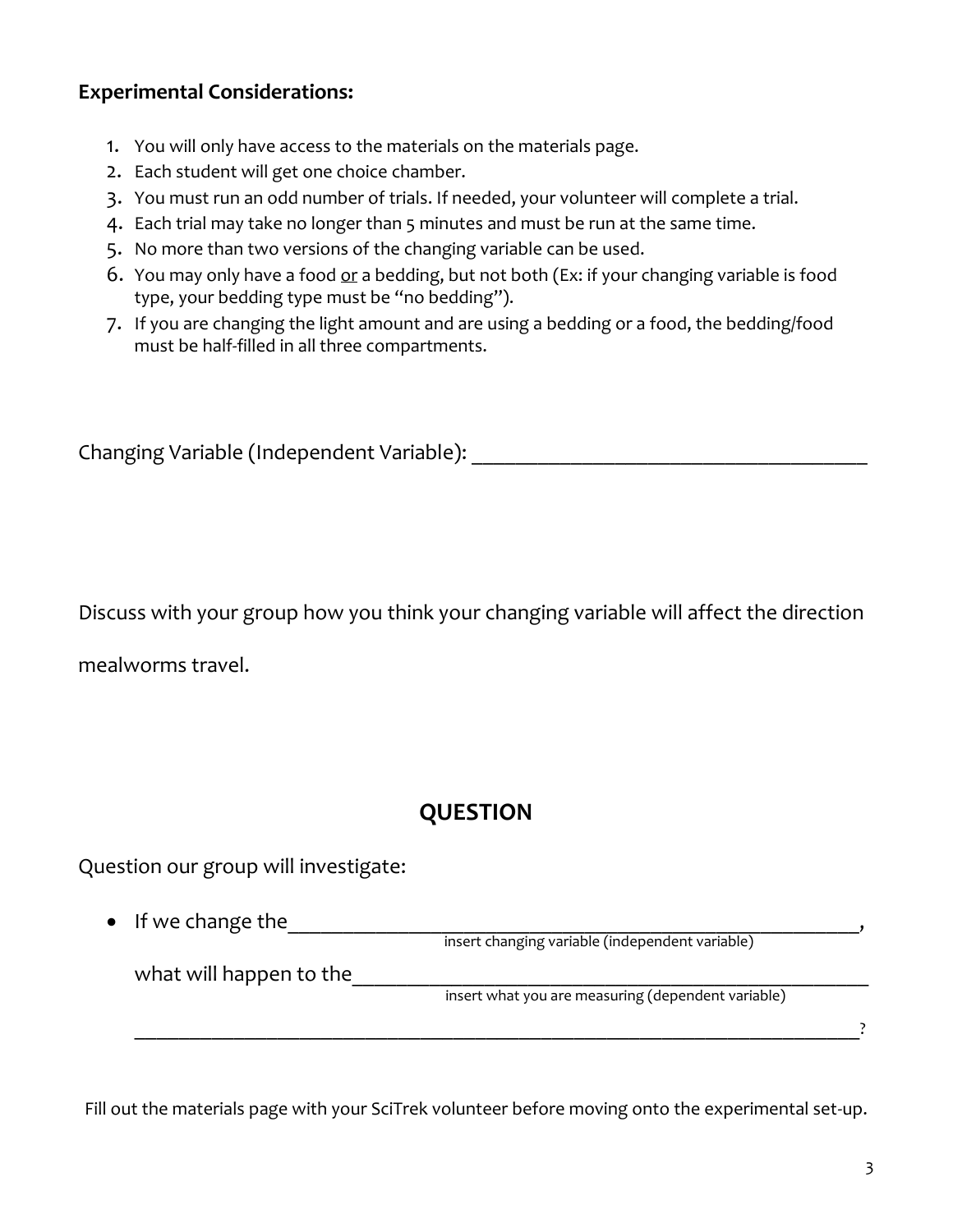**Experimental Considerations:**

1. You will only have access to the materials on the materials page.
2. Each student will get one choice chamber.
3. You must run an odd number of trials. If needed, your volunteer will complete a trial.
4. Each trial may take no longer than 5 minutes and must be run at the same time.
5. No more than two versions of the changing variable can be used.
6. You may only have a food <u>or</u> a bedding, but not both (Ex: if your changing variable is food type, your bedding type must be "no bedding").
7. If you are changing the light amount and are using a bedding or a food, the bedding/food must be half-filled in all three compartments.

Changing Variable (Independent Variable): ______________________________________

Discuss with your group how you think your changing variable will affect the direction mealworms travel.

## QUESTION

Question our group will investigate:

- If we change the____________________________________________________________,
  insert changing variable (independent variable)

  what will happen to the______________________________________________________
  insert what you are measuring (dependent variable)

  ____________________________________________________________________________?

Fill out the materials page with your SciTrek volunteer before moving onto the experimental set-up.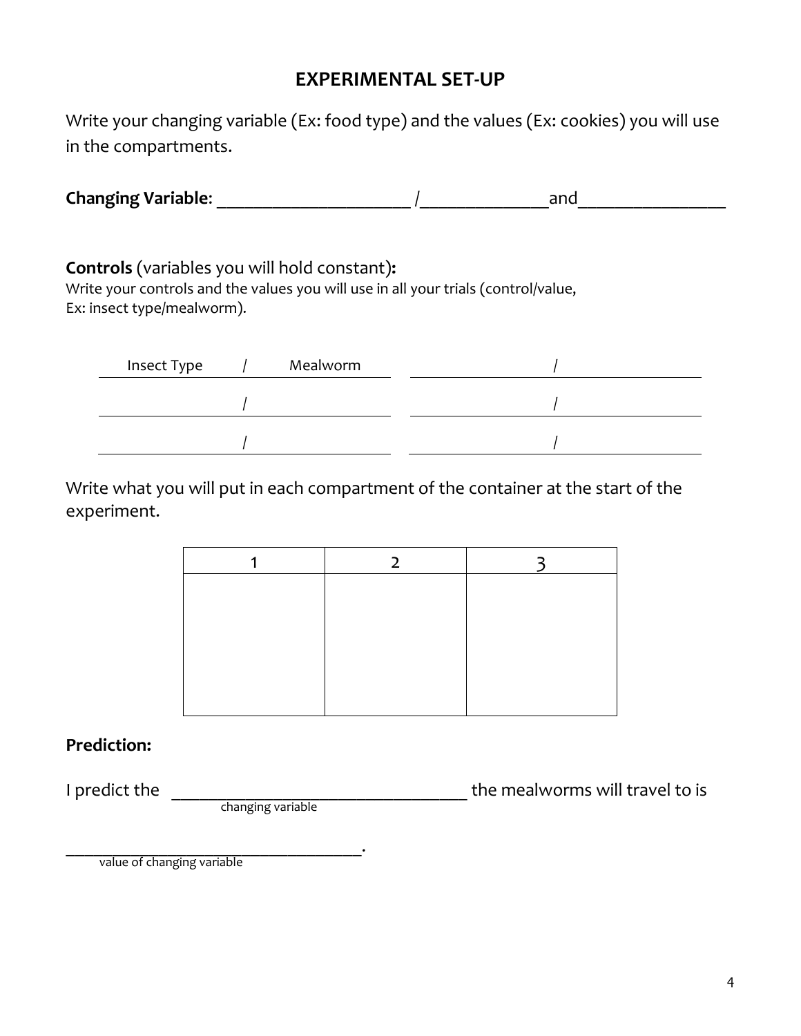# EXPERIMENTAL SET-UP

Write your changing variable (Ex: food type) and the values (Ex: cookies) you will use in the compartments.

**Changing Variable**: ______________________ /______________and_________________

**Controls** (variables you will hold constant)**:**

Write your controls and the values you will use in all your trials (control/value, Ex: insect type/mealworm).

| | |
|---|---|
| Insect Type / Mealworm | / |
| / | / |
| / | / |

Write what you will put in each compartment of the container at the start of the experiment.

| 1 | 2 | 3 |
|---|---|---|
| | | |

**Prediction:**

I predict the __________________________________ the mealworms will travel to is
changing variable

___________________________________.
value of changing variable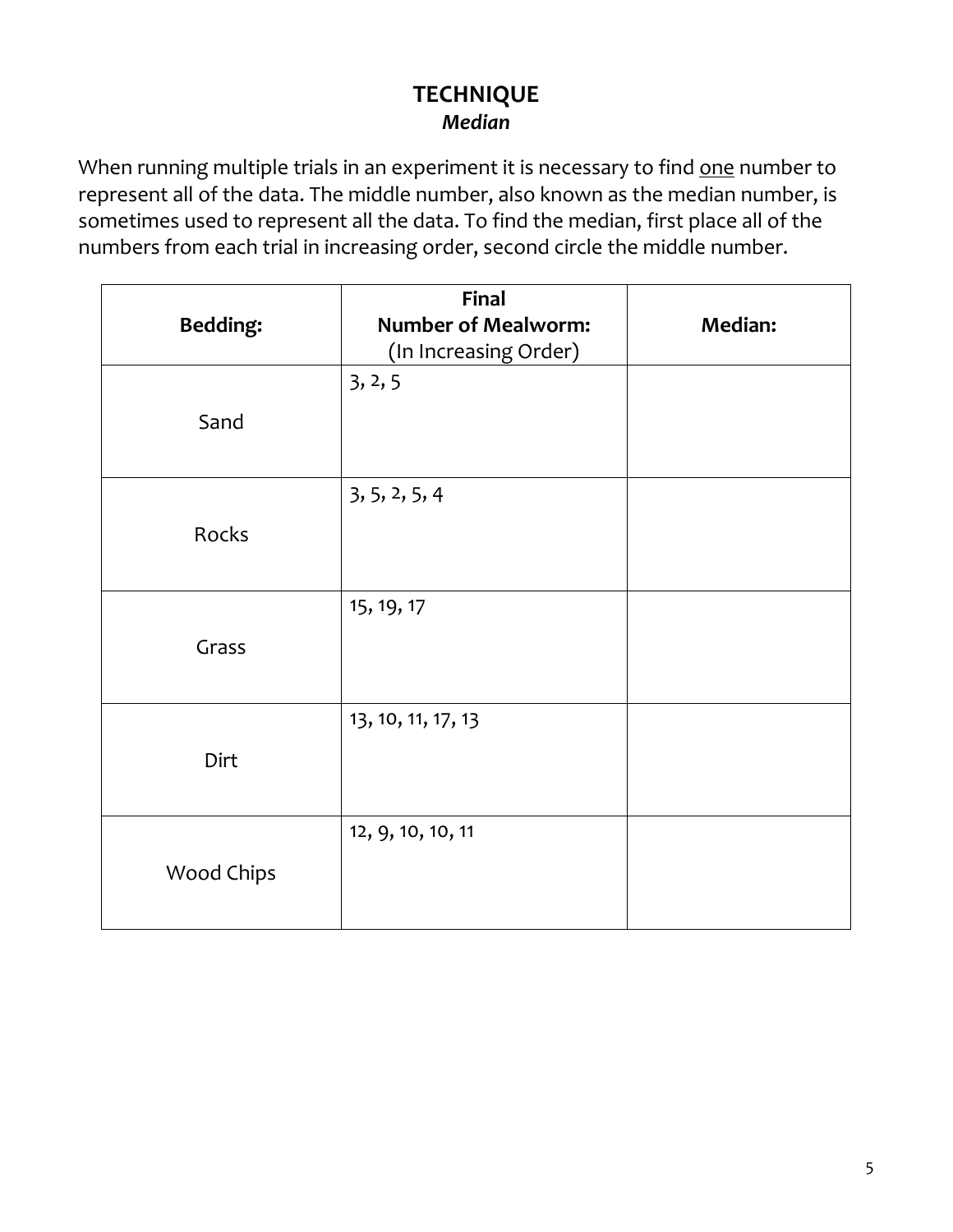# TECHNIQUE

## *Median*

When running multiple trials in an experiment it is necessary to find one number to represent all of the data. The middle number, also known as the median number, is sometimes used to represent all the data. To find the median, first place all of the numbers from each trial in increasing order, second circle the middle number.

| **Bedding:** | **Final Number of Mealworm:** (In Increasing Order) | **Median:** |
|---|---|---|
| Sand | 3, 2, 5 | |
| Rocks | 3, 5, 2, 5, 4 | |
| Grass | 15, 19, 17 | |
| Dirt | 13, 10, 11, 17, 13 | |
| Wood Chips | 12, 9, 10, 10, 11 | |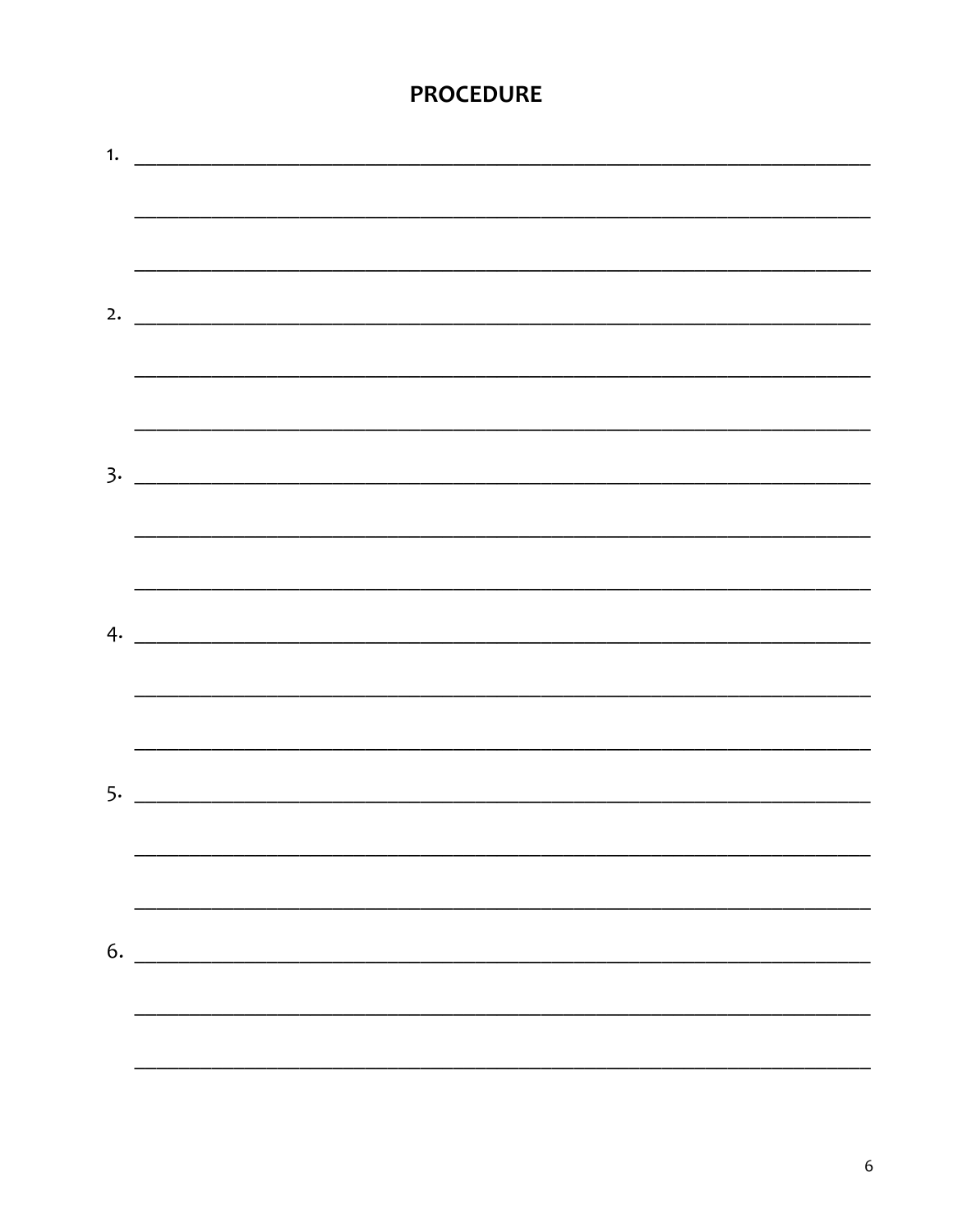## PROCEDURE

1. ______________________________________________________________________

   ______________________________________________________________________

   ______________________________________________________________________

2. ______________________________________________________________________

   ______________________________________________________________________

   ______________________________________________________________________

3. ______________________________________________________________________

   ______________________________________________________________________

   ______________________________________________________________________

4. ______________________________________________________________________

   ______________________________________________________________________

   ______________________________________________________________________

5. ______________________________________________________________________

   ______________________________________________________________________

   ______________________________________________________________________

6. ______________________________________________________________________

   ______________________________________________________________________

   ______________________________________________________________________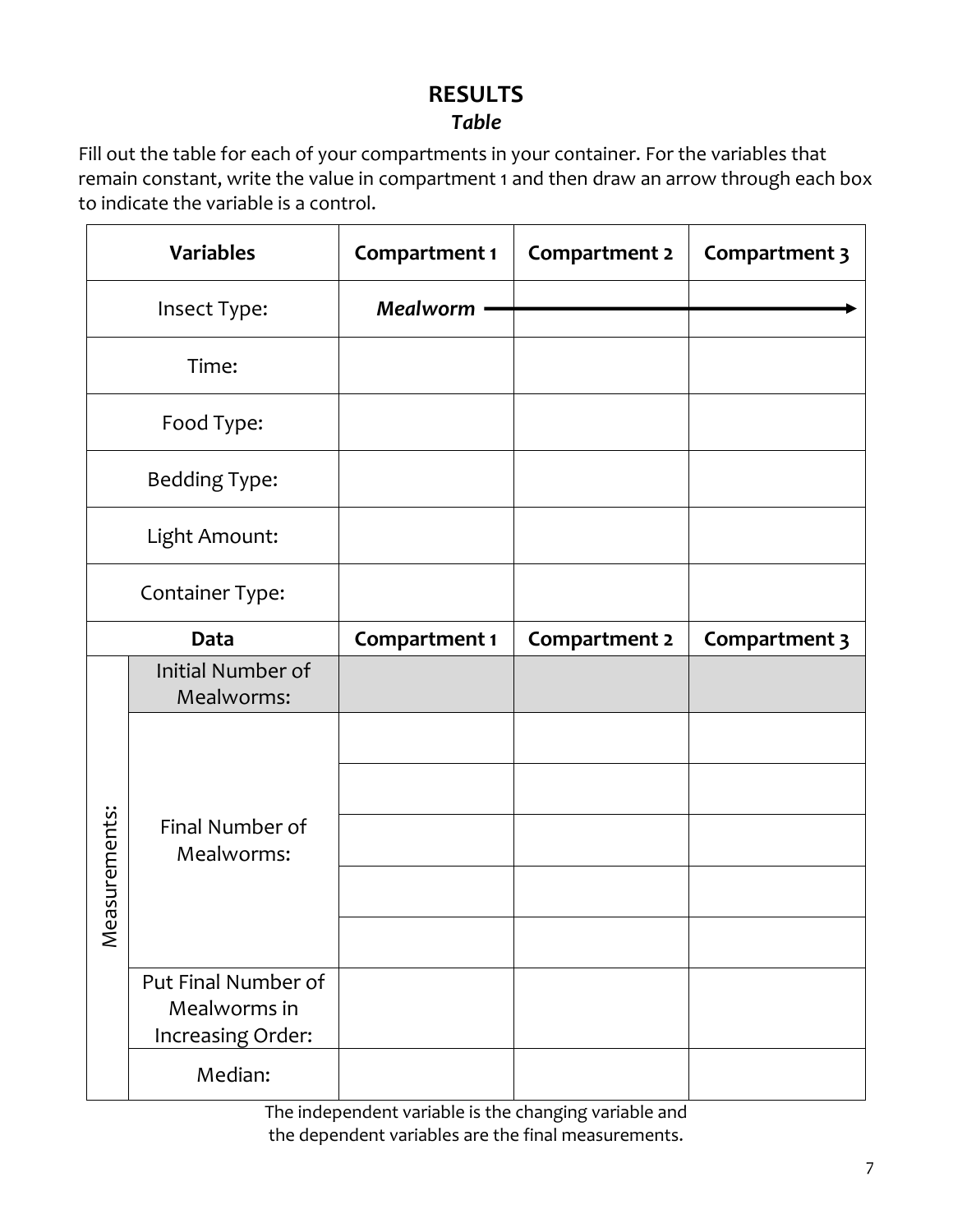# RESULTS

## *Table*

Fill out the table for each of your compartments in your container. For the variables that remain constant, write the value in compartment 1 and then draw an arrow through each box to indicate the variable is a control.

| Variables | | Compartment 1 | Compartment 2 | Compartment 3 |
|---|---|---|---|---|
| Insect Type: | | ***Mealworm*** → | → | → |
| Time: | | | | |
| Food Type: | | | | |
| Bedding Type: | | | | |
| Light Amount: | | | | |
| Container Type: | | | | |
| **Data** | | **Compartment 1** | **Compartment 2** | **Compartment 3** |
| Measurements: | Initial Number of Mealworms: | | | |
| | Final Number of Mealworms: | | | |
| | | | | |
| | | | | |
| | | | | |
| | | | | |
| | Put Final Number of Mealworms in Increasing Order: | | | |
| | Median: | | | |

The independent variable is the changing variable and the dependent variables are the final measurements.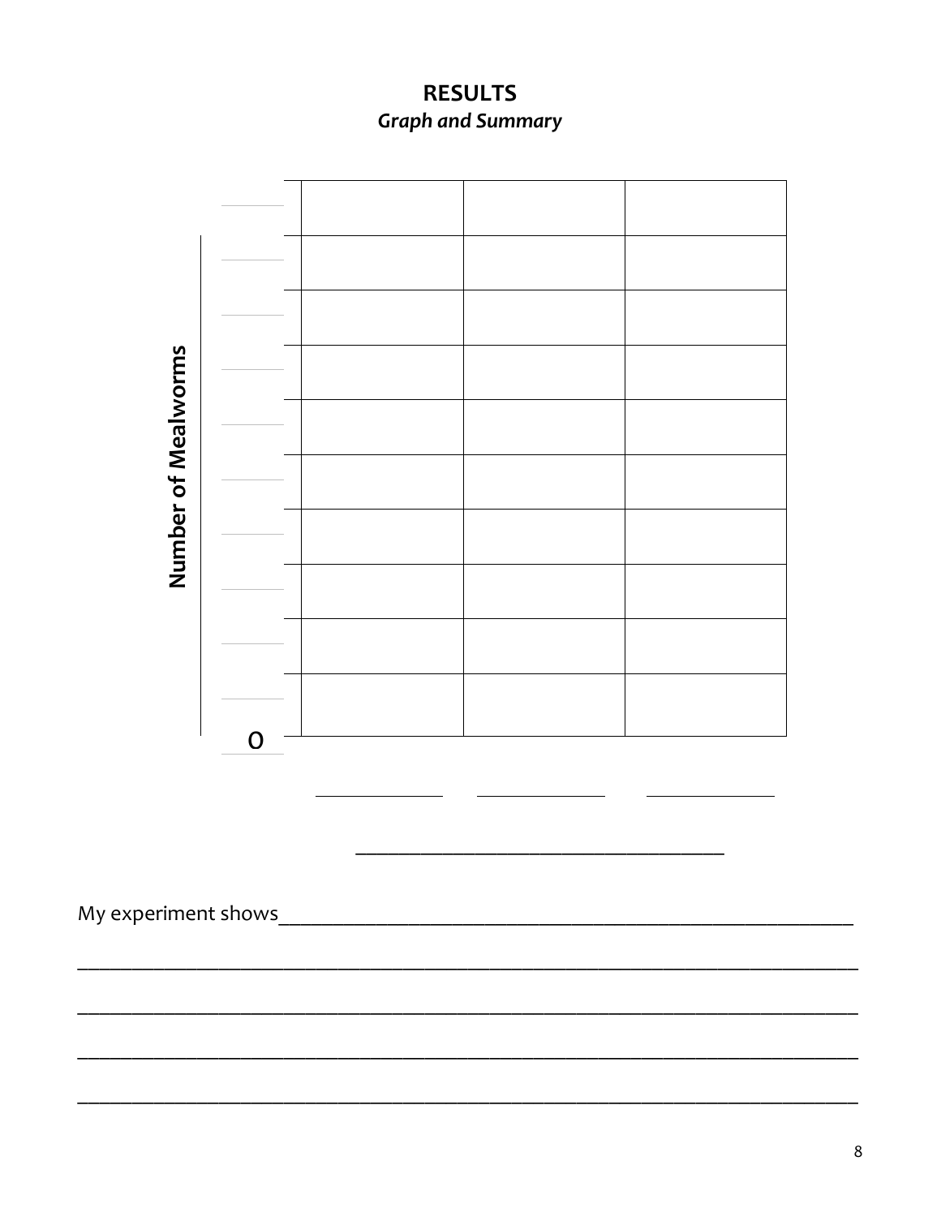## RESULTS

***Graph and Summary***

**Number of *Mealworms***

| | | | |
|---|---|---|---|
| ______ | | | |
| ______ | | | |
| ______ | | | |
| ______ | | | |
| ______ | | | |
| ______ | | | |
| ______ | | | |
| ______ | | | |
| ______ | | | |
| ______ | | | |
| 0 | | | |
| | ____________ | ____________ | ____________ |

__________________________________

My experiment shows_______________________________________________________

_____________________________________________________________________________

_____________________________________________________________________________

_____________________________________________________________________________

_____________________________________________________________________________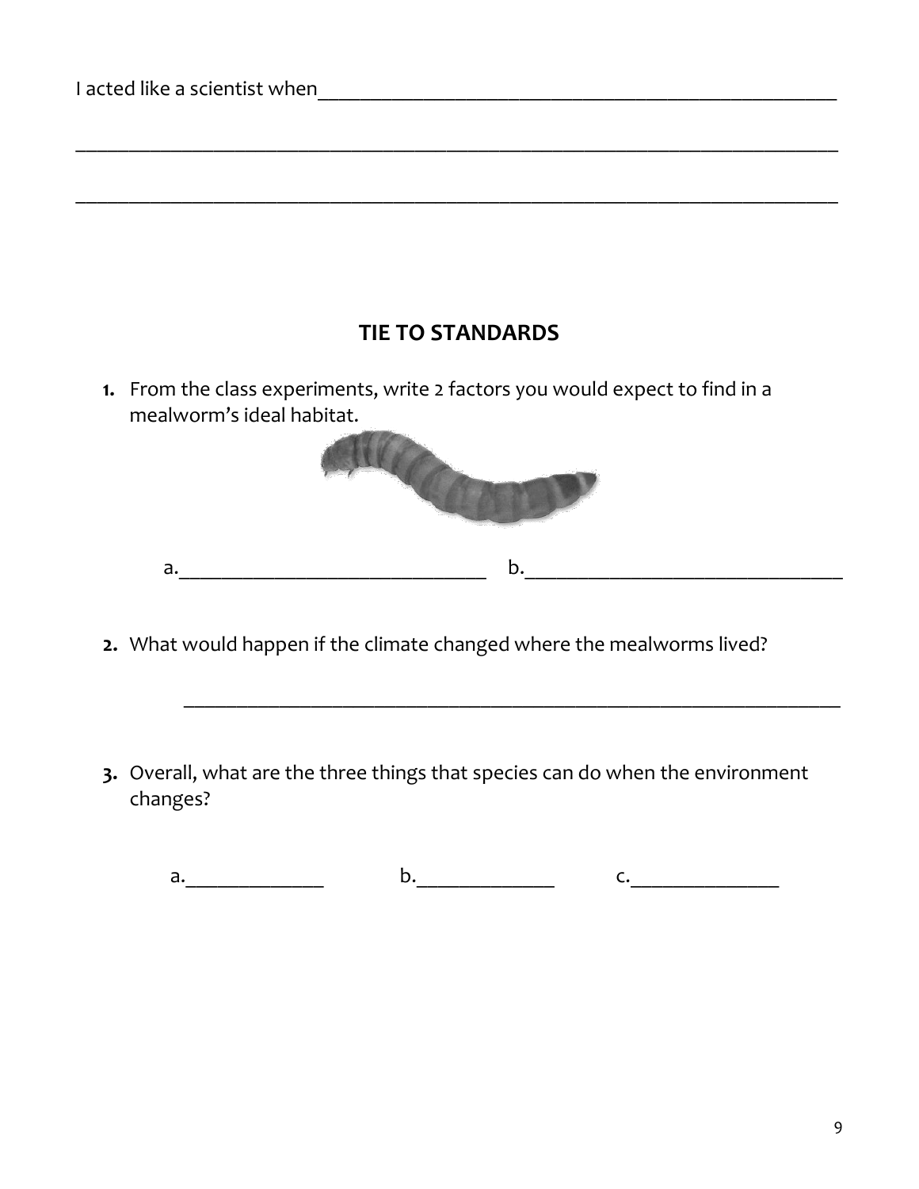I acted like a scientist when_____________________________________________________

______________________________________________________________________________

______________________________________________________________________________

## TIE TO STANDARDS

1. From the class experiments, write 2 factors you would expect to find in a mealworm's ideal habitat.

   a.______________________________ b.________________________________

2. What would happen if the climate changed where the mealworms lived?

   ________________________________________________________________

3. Overall, what are the three things that species can do when the environment changes?

   a._____________ b._____________ c._____________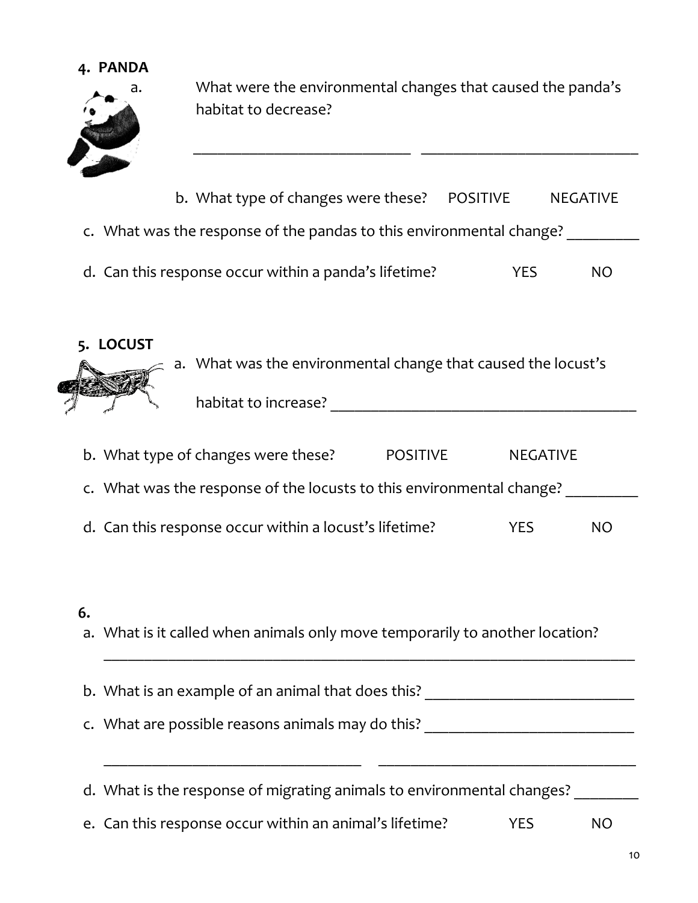**4. PANDA**

a. What were the environmental changes that caused the panda's habitat to decrease?

_____________________________ _____________________________

b. What type of changes were these? POSITIVE NEGATIVE

c. What was the response of the pandas to this environmental change? _________

d. Can this response occur within a panda's lifetime? YES NO

**5. LOCUST**

a. What was the environmental change that caused the locust's habitat to increase? _____________________________

b. What type of changes were these? POSITIVE NEGATIVE

c. What was the response of the locusts to this environmental change? _________

d. Can this response occur within a locust's lifetime? YES NO

**6.**

a. What is it called when animals only move temporarily to another location?

_______________________________________________________________________

b. What is an example of an animal that does this? ___________________________

c. What are possible reasons animals may do this? ___________________________

_________________________________ _________________________________

d. What is the response of migrating animals to environmental changes? ________

e. Can this response occur within an animal's lifetime? YES NO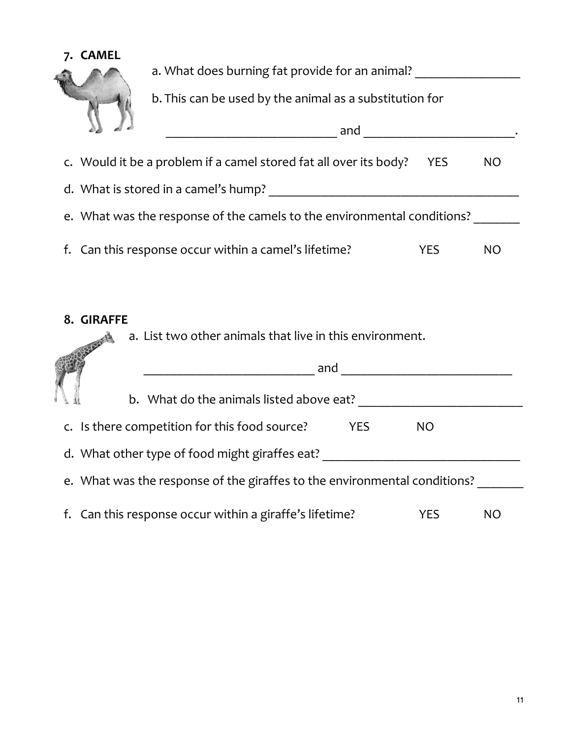7. **CAMEL**

a. What does burning fat provide for an animal? ________________

b. This can be used by the animal as a substitution for

___________________________ and ________________________.

c. Would it be a problem if a camel stored fat all over its body? YES NO

d. What is stored in a camel's hump? ________________________________________

e. What was the response of the camels to the environmental conditions? _______

f. Can this response occur within a camel's lifetime? YES NO

8. **GIRAFFE**

a. List two other animals that live in this environment.

___________________________ and ___________________________

b. What do the animals listed above eat? ___________________________

c. Is there competition for this food source? YES NO

d. What other type of food might giraffes eat? ________________________________

e. What was the response of the giraffes to the environmental conditions? _______

f. Can this response occur within a giraffe's lifetime? YES NO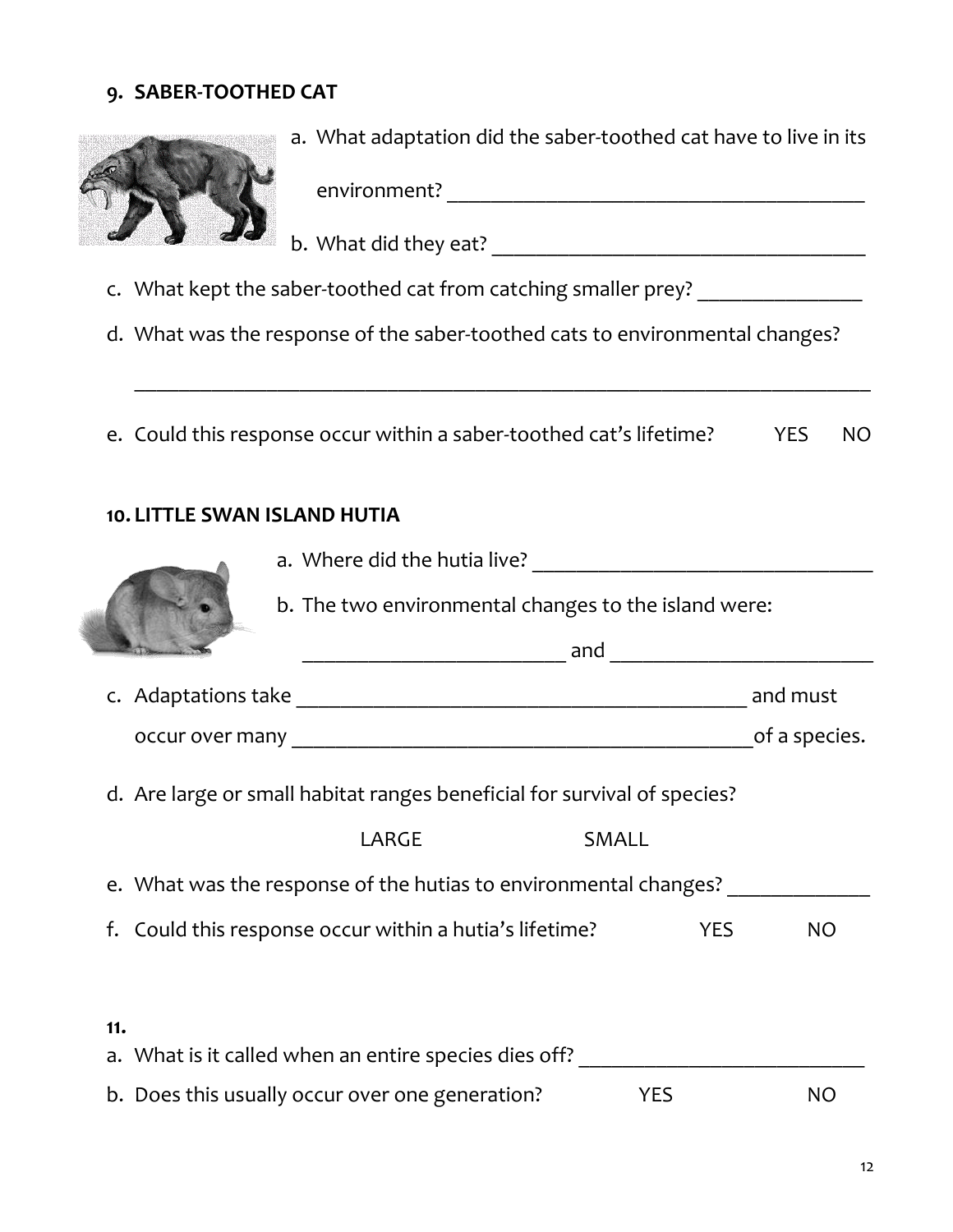**9. SABER-TOOTHED CAT**

a. What adaptation did the saber-toothed cat have to live in its environment? ________________________________________

b. What did they eat? ____________________________________

c. What kept the saber-toothed cat from catching smaller prey? _______________

d. What was the response of the saber-toothed cats to environmental changes?

______________________________________________________________________

e. Could this response occur within a saber-toothed cat's lifetime? YES NO

**10. LITTLE SWAN ISLAND HUTIA**

a. Where did the hutia live? _________________________________

b. The two environmental changes to the island were:

________________________ and ________________________

c. Adaptations take __________________________________________ and must occur over many ___________________________________________of a species.

d. Are large or small habitat ranges beneficial for survival of species?

LARGE SMALL

e. What was the response of the hutias to environmental changes? _____________

f. Could this response occur within a hutia's lifetime? YES NO

**11.**

a. What is it called when an entire species dies off? ___________________________

b. Does this usually occur over one generation? YES NO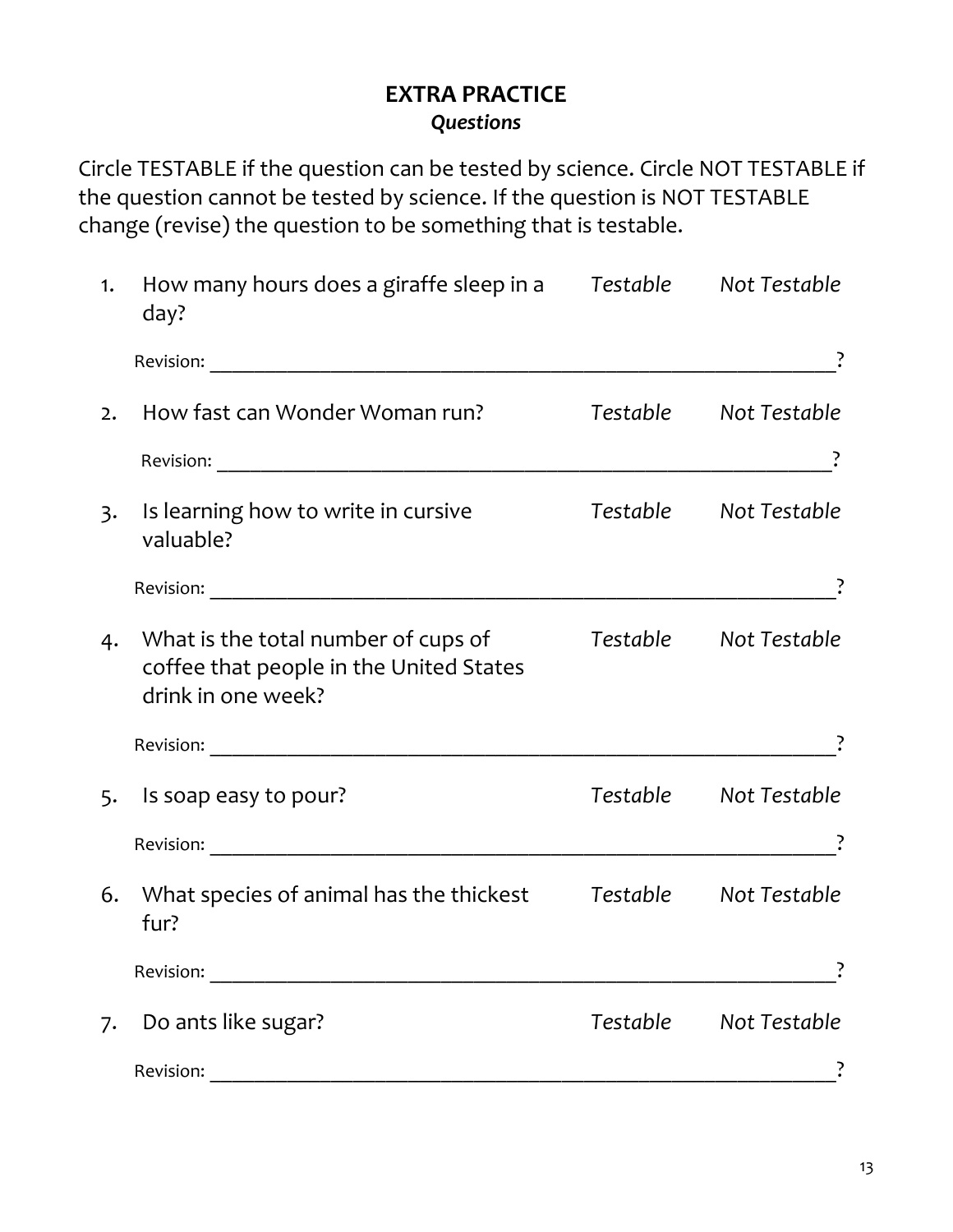## EXTRA PRACTICE

### *Questions*

Circle TESTABLE if the question can be tested by science. Circle NOT TESTABLE if the question cannot be tested by science. If the question is NOT TESTABLE change (revise) the question to be something that is testable.

1. How many hours does a giraffe sleep in a day? *Testable* *Not Testable*

   Revision: ____________________________________________________________?

2. How fast can Wonder Woman run? *Testable* *Not Testable*

   Revision: ____________________________________________________________?

3. Is learning how to write in cursive valuable? *Testable* *Not Testable*

   Revision: ____________________________________________________________?

4. What is the total number of cups of coffee that people in the United States drink in one week? *Testable* *Not Testable*

   Revision: ____________________________________________________________?

5. Is soap easy to pour? *Testable* *Not Testable*

   Revision: ____________________________________________________________?

6. What species of animal has the thickest fur? *Testable* *Not Testable*

   Revision: ____________________________________________________________?

7. Do ants like sugar? *Testable* *Not Testable*

   Revision: ____________________________________________________________?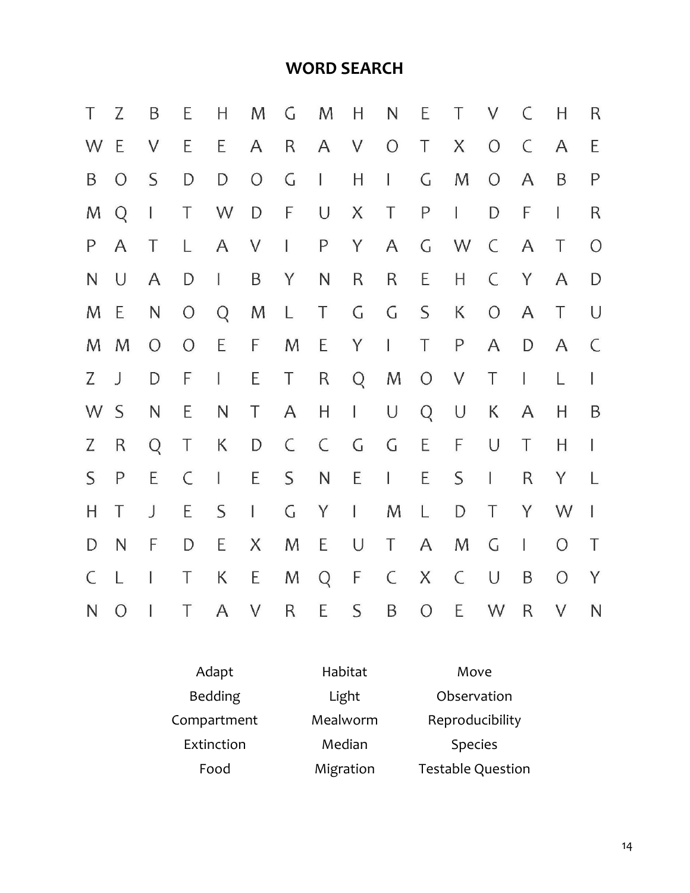# WORD SEARCH

| | | | | | | | | | | | | | | | |
|---|---|---|---|---|---|---|---|---|---|---|---|---|---|---|---|
| T | Z | B | E | H | M | G | M | H | N | E | T | V | C | H | R |
| W | E | V | E | E | A | R | A | V | O | T | X | O | C | A | E |
| B | O | S | D | D | O | G | I | H | I | G | M | O | A | B | P |
| M | Q | I | T | W | D | F | U | X | T | P | I | D | F | I | R |
| P | A | T | L | A | V | I | P | Y | A | G | W | C | A | T | O |
| N | U | A | D | I | B | Y | N | R | R | E | H | C | Y | A | D |
| M | E | N | O | Q | M | L | T | G | G | S | K | O | A | T | U |
| M | M | O | O | E | F | M | E | Y | I | T | P | A | D | A | C |
| Z | J | D | F | I | E | T | R | Q | M | O | V | T | I | L | I |
| W | S | N | E | N | T | A | H | I | U | Q | U | K | A | H | B |
| Z | R | Q | T | K | D | C | C | G | G | E | F | U | T | H | I |
| S | P | E | C | I | E | S | N | E | I | E | S | I | R | Y | L |
| H | T | J | E | S | I | G | Y | I | M | L | D | T | Y | W | I |
| D | N | F | D | E | X | M | E | U | T | A | M | G | I | O | T |
| C | L | I | T | K | E | M | Q | F | C | X | C | U | B | O | Y |
| N | O | I | T | A | V | R | E | S | B | O | E | W | R | V | N |

| | | |
|---|---|---|
| Adapt | Habitat | Move |
| Bedding | Light | Observation |
| Compartment | Mealworm | Reproducibility |
| Extinction | Median | Species |
| Food | Migration | Testable Question |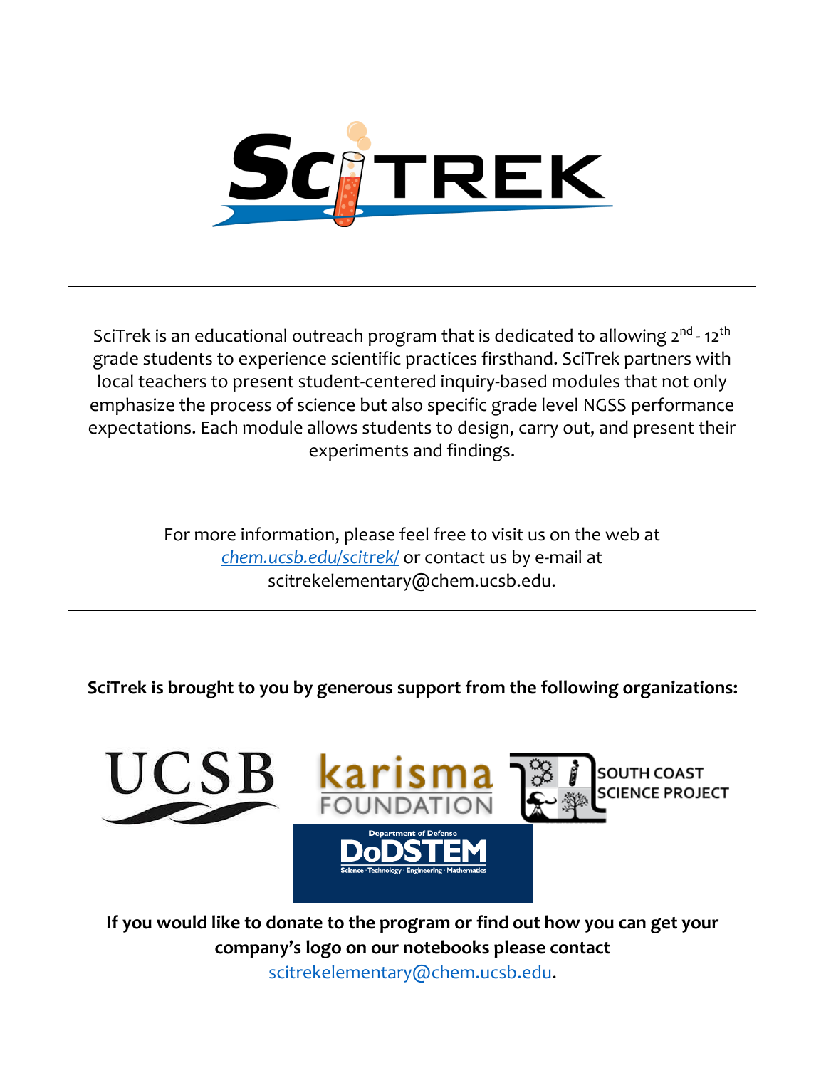# SciTrek

SciTrek is an educational outreach program that is dedicated to allowing 2nd - 12th grade students to experience scientific practices firsthand. SciTrek partners with local teachers to present student-centered inquiry-based modules that not only emphasize the process of science but also specific grade level NGSS performance expectations. Each module allows students to design, carry out, and present their experiments and findings.

For more information, please feel free to visit us on the web at *chem.ucsb.edu/scitrek/* or contact us by e-mail at scitrekelementary@chem.ucsb.edu.

**SciTrek is brought to you by generous support from the following organizations:**

UCSB

karisma FOUNDATION

SOUTH COAST SCIENCE PROJECT

Department of Defense DoDSTEM Science · Technology · Engineering · Mathematics

**If you would like to donate to the program or find out how you can get your company's logo on our notebooks please contact** scitrekelementary@chem.ucsb.edu.